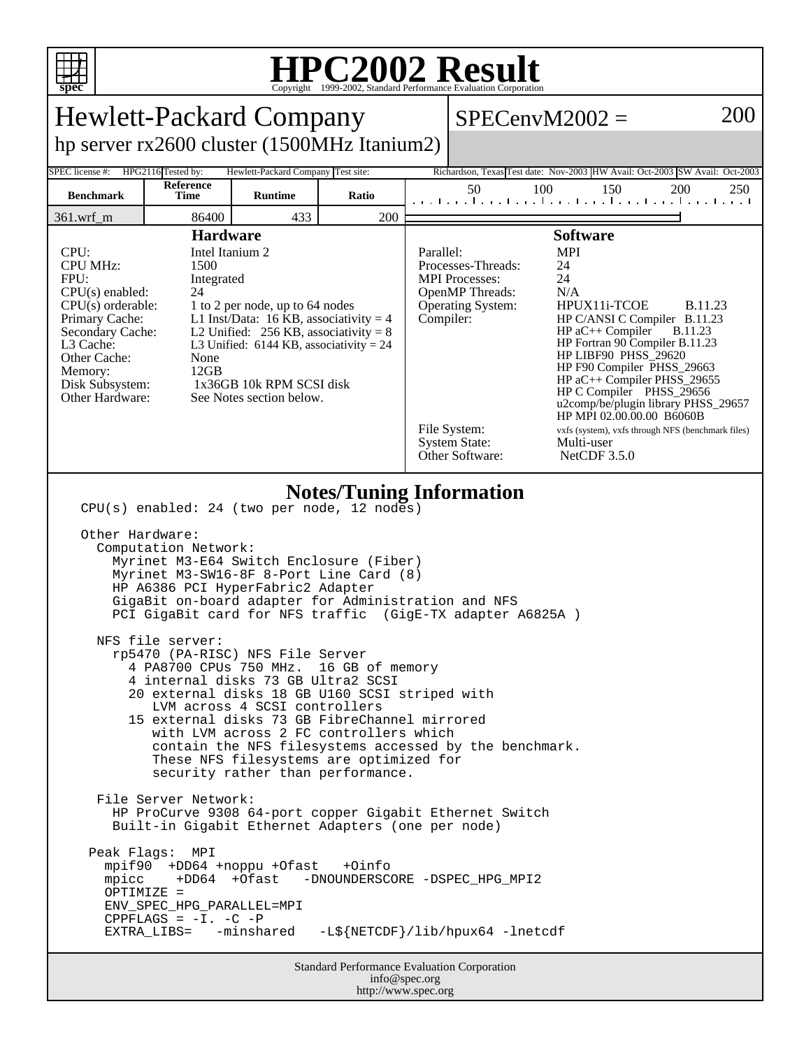# HPC2002 Result

Copyright 1999-2002, Standard Performance Evaluation Corporation

## Hewlett-Packard Company

hp server rx2600 cluster (1500MHz Itanium2)

SPECenvM2002 = 200

SPEC license #: HPG2116 | Tested by: Hewlett-Packard Company | Test site: Richardson, Texas | Test date: Nov-2003 | HW Avail: Oct-2003 | SW Avail: Oct-2003

| Benchmark | Reference Time | Runtime | Ratio |
|---|---|---|---|
| 361.wrf_m | 86400 | 433 | 200 |

### Hardware

| | |
|---|---|
| CPU: | Intel Itanium 2 |
| CPU MHz: | 1500 |
| FPU: | Integrated |
| CPU(s) enabled: | 24 |
| CPU(s) orderable: | 1 to 2 per node, up to 64 nodes |
| Primary Cache: | L1 Inst/Data: 16 KB, associativity = 4 |
| Secondary Cache: | L2 Unified: 256 KB, associativity = 8 |
| L3 Cache: | L3 Unified: 6144 KB, associativity = 24 |
| Other Cache: | None |
| Memory: | 12GB |
| Disk Subsystem: | 1x36GB 10k RPM SCSI disk |
| Other Hardware: | See Notes section below. |

### Software

| | |
|---|---|
| Parallel: | MPI |
| Processes-Threads: | 24 |
| MPI Processes: | 24 |
| OpenMP Threads: | N/A |
| Operating System: | HPUX11i-TCOE B.11.23 |
| Compiler: | HP C/ANSI C Compiler B.11.23<br>HP aC++ Compiler B.11.23<br>HP Fortran 90 Compiler B.11.23<br>HP LIBF90 PHSS_29620<br>HP F90 Compiler PHSS_29663<br>HP aC++ Compiler PHSS_29655<br>HP C Compiler PHSS_29656<br>u2comp/be/plugin library PHSS_29657<br>HP MPI 02.00.00.00 B6060B |
| File System: | vxfs (system), vxfs through NFS (benchmark files) |
| System State: | Multi-user |
| Other Software: | NetCDF 3.5.0 |

### Notes/Tuning Information

```
CPU(s) enabled: 24 (two per node, 12 nodes)

Other Hardware:
  Computation Network:
    Myrinet M3-E64 Switch Enclosure (Fiber)
    Myrinet M3-SW16-8F 8-Port Line Card (8)
    HP A6386 PCI HyperFabric2 Adapter
    GigaBit on-board adapter for Administration and NFS
    PCI GigaBit card for NFS traffic  (GigE-TX adapter A6825A )

  NFS file server:
    rp5470 (PA-RISC) NFS File Server
      4 PA8700 CPUs 750 MHz.  16 GB of memory
      4 internal disks 73 GB Ultra2 SCSI
      20 external disks 18 GB U160 SCSI striped with
         LVM across 4 SCSI controllers
      15 external disks 73 GB FibreChannel mirrored
         with LVM across 2 FC controllers which
         contain the NFS filesystems accessed by the benchmark.
         These NFS filesystems are optimized for
         security rather than performance.

  File Server Network:
    HP ProCurve 9308 64-port copper Gigabit Ethernet Switch
    Built-in Gigabit Ethernet Adapters (one per node)

 Peak Flags:  MPI
   mpif90  +DD64 +noppu +Ofast   +Oinfo
   mpicc    +DD64  +Ofast   -DNOUNDERSCORE -DSPEC_HPG_MPI2
   OPTIMIZE =
   ENV_SPEC_HPG_PARALLEL=MPI
   CPPFLAGS = -I. -C -P
   EXTRA_LIBS=   -minshared   -L${NETCDF}/lib/hpux64 -lnetcdf
```

Standard Performance Evaluation Corporation
info@spec.org
http://www.spec.org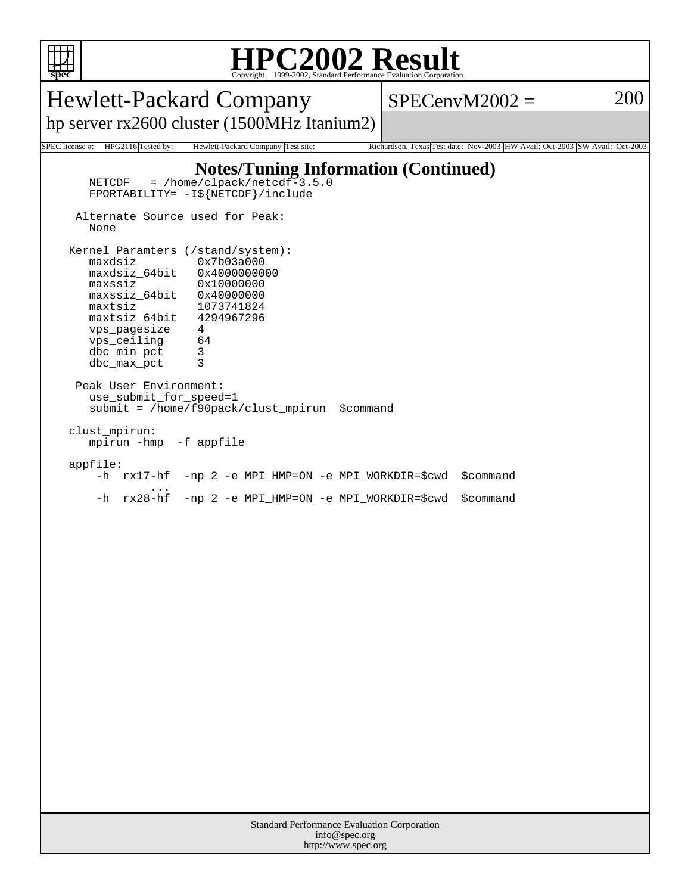# HPC2002 Result

Copyright 1999-2002, Standard Performance Evaluation Corporation

## Hewlett-Packard Company

hp server rx2600 cluster (1500MHz Itanium2)

SPECenvM2002 = 200

SPEC license #: HPG2116 Tested by: Hewlett-Packard Company Test site: Richardson, Texas Test date: Nov-2003 HW Avail: Oct-2003 SW Avail: Oct-2003

### Notes/Tuning Information (Continued)

```
   NETCDF   = /home/clpack/netcdf-3.5.0
   FPORTABILITY= -I${NETCDF}/include

  Alternate Source used for Peak:
   None

 Kernel Paramters (/stand/system):
   maxdsiz         0x7b03a000
   maxdsiz_64bit   0x4000000000
   maxssiz         0x10000000
   maxssiz_64bit   0x40000000
   maxtsiz         1073741824
   maxtsiz_64bit   4294967296
   vps_pagesize    4
   vps_ceiling     64
   dbc_min_pct     3
   dbc_max_pct     3

  Peak User Environment:
   use_submit_for_speed=1
   submit = /home/f90pack/clust_mpirun  $command

 clust_mpirun:
   mpirun -hmp  -f appfile

 appfile:
    -h  rx17-hf  -np 2 -e MPI_HMP=ON -e MPI_WORKDIR=$cwd  $command
            ...
    -h  rx28-hf  -np 2 -e MPI_HMP=ON -e MPI_WORKDIR=$cwd  $command
```

Standard Performance Evaluation Corporation
info@spec.org
http://www.spec.org